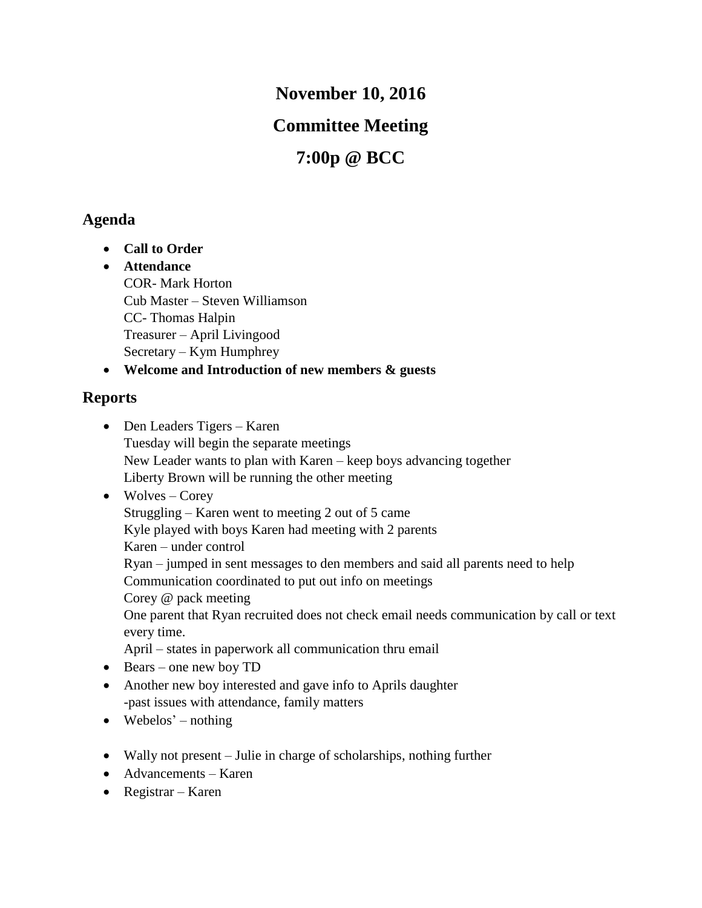# November 10, 2016

# Committee Meeting

# 7:00p @ BCC

## Agenda

- **Call to Order**
- **Attendance**
  COR- Mark Horton
  Cub Master – Steven Williamson
  CC- Thomas Halpin
  Treasurer – April Livingood
  Secretary – Kym Humphrey
- **Welcome and Introduction of new members & guests**

## Reports

- Den Leaders Tigers – Karen
  Tuesday will begin the separate meetings
  New Leader wants to plan with Karen – keep boys advancing together
  Liberty Brown will be running the other meeting
- Wolves – Corey
  Struggling – Karen went to meeting 2 out of 5 came
  Kyle played with boys Karen had meeting with 2 parents
  Karen – under control
  Ryan – jumped in sent messages to den members and said all parents need to help
  Communication coordinated to put out info on meetings
  Corey @ pack meeting
  One parent that Ryan recruited does not check email needs communication by call or text every time.
  April – states in paperwork all communication thru email
- Bears – one new boy TD
- Another new boy interested and gave info to Aprils daughter
  -past issues with attendance, family matters
- Webelos' – nothing

- Wally not present – Julie in charge of scholarships, nothing further
- Advancements – Karen
- Registrar – Karen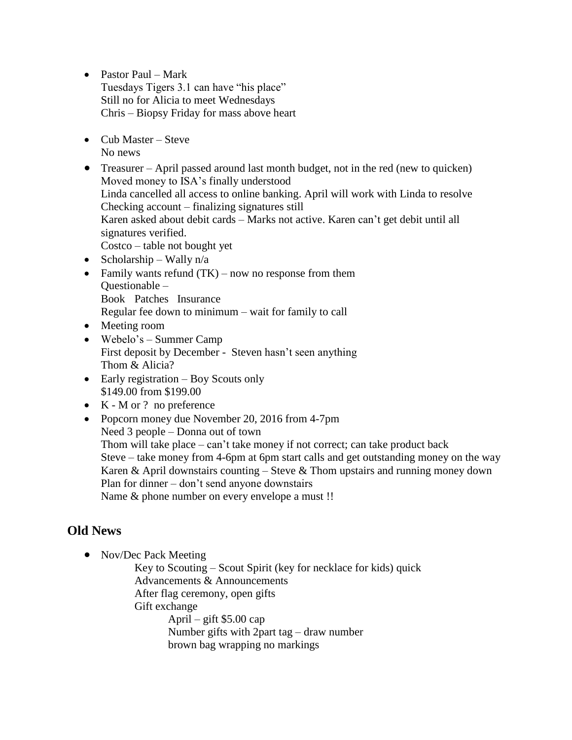- Pastor Paul – Mark
  Tuesdays Tigers 3.1 can have "his place"
  Still no for Alicia to meet Wednesdays
  Chris – Biopsy Friday for mass above heart
- Cub Master – Steve
  No news
- Treasurer – April passed around last month budget, not in the red (new to quicken)
  Moved money to ISA's finally understood
  Linda cancelled all access to online banking. April will work with Linda to resolve
  Checking account – finalizing signatures still
  Karen asked about debit cards – Marks not active. Karen can't get debit until all signatures verified.
  Costco – table not bought yet
- Scholarship – Wally n/a
- Family wants refund (TK) – now no response from them
  Questionable –
  Book Patches Insurance
  Regular fee down to minimum – wait for family to call
- Meeting room
- Webelo's – Summer Camp
  First deposit by December - Steven hasn't seen anything
  Thom & Alicia?
- Early registration – Boy Scouts only
  $149.00 from $199.00
- K - M or ? no preference
- Popcorn money due November 20, 2016 from 4-7pm
  Need 3 people – Donna out of town
  Thom will take place – can't take money if not correct; can take product back
  Steve – take money from 4-6pm at 6pm start calls and get outstanding money on the way
  Karen & April downstairs counting – Steve & Thom upstairs and running money down
  Plan for dinner – don't send anyone downstairs
  Name & phone number on every envelope a must !!

## Old News

- Nov/Dec Pack Meeting
  - Key to Scouting – Scout Spirit (key for necklace for kids) quick
  - Advancements & Announcements
  - After flag ceremony, open gifts
  - Gift exchange
    - April – gift $5.00 cap
    - Number gifts with 2part tag – draw number
    - brown bag wrapping no markings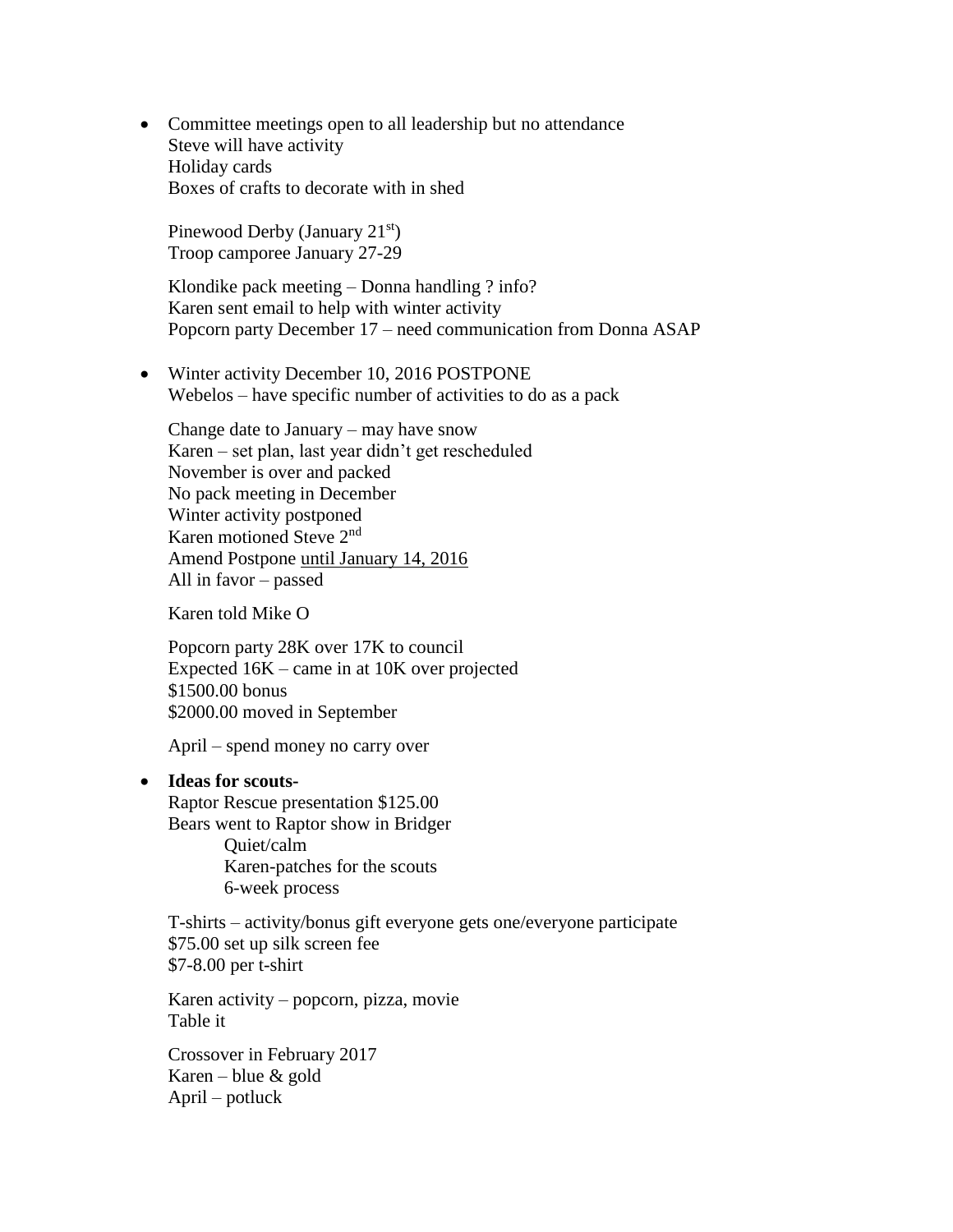- Committee meetings open to all leadership but no attendance
  Steve will have activity
  Holiday cards
  Boxes of crafts to decorate with in shed

  Pinewood Derby (January 21st)
  Troop camporee January 27-29

  Klondike pack meeting – Donna handling ? info?
  Karen sent email to help with winter activity
  Popcorn party December 17 – need communication from Donna ASAP

- Winter activity December 10, 2016 POSTPONE
  Webelos – have specific number of activities to do as a pack

  Change date to January – may have snow
  Karen – set plan, last year didn't get rescheduled
  November is over and packed
  No pack meeting in December
  Winter activity postponed
  Karen motioned Steve 2nd
  Amend Postpone <u>until January 14, 2016</u>
  All in favor – passed

  Karen told Mike O

  Popcorn party 28K over 17K to council
  Expected 16K – came in at 10K over projected
  $1500.00 bonus
  $2000.00 moved in September

  April – spend money no carry over

- **Ideas for scouts-**
  Raptor Rescue presentation $125.00
  Bears went to Raptor show in Bridger
    - Quiet/calm
    - Karen-patches for the scouts
    - 6-week process

  T-shirts – activity/bonus gift everyone gets one/everyone participate
  $75.00 set up silk screen fee
  $7-8.00 per t-shirt

  Karen activity – popcorn, pizza, movie
  Table it

  Crossover in February 2017
  Karen – blue & gold
  April – potluck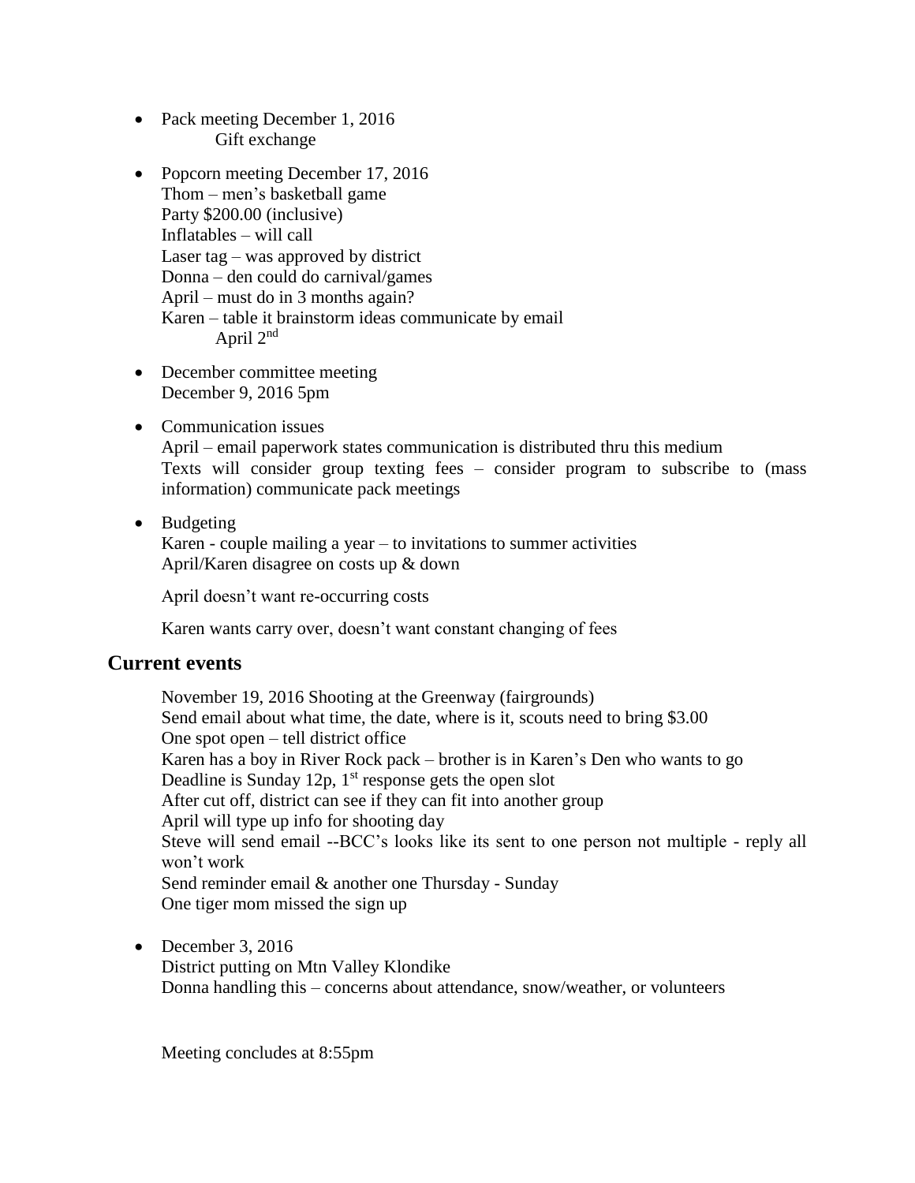- Pack meeting December 1, 2016
  Gift exchange

- Popcorn meeting December 17, 2016
  Thom – men's basketball game
  Party $200.00 (inclusive)
  Inflatables – will call
  Laser tag – was approved by district
  Donna – den could do carnival/games
  April – must do in 3 months again?
  Karen – table it brainstorm ideas communicate by email
  April 2nd

- December committee meeting
  December 9, 2016 5pm

- Communication issues
  April – email paperwork states communication is distributed thru this medium
  Texts will consider group texting fees – consider program to subscribe to (mass information) communicate pack meetings

- Budgeting
  Karen - couple mailing a year – to invitations to summer activities
  April/Karen disagree on costs up & down

  April doesn't want re-occurring costs

  Karen wants carry over, doesn't want constant changing of fees

## Current events

November 19, 2016 Shooting at the Greenway (fairgrounds)
Send email about what time, the date, where is it, scouts need to bring $3.00
One spot open – tell district office
Karen has a boy in River Rock pack – brother is in Karen's Den who wants to go
Deadline is Sunday 12p, 1st response gets the open slot
After cut off, district can see if they can fit into another group
April will type up info for shooting day
Steve will send email --BCC's looks like its sent to one person not multiple - reply all won't work
Send reminder email & another one Thursday - Sunday
One tiger mom missed the sign up

- December 3, 2016
  District putting on Mtn Valley Klondike
  Donna handling this – concerns about attendance, snow/weather, or volunteers

Meeting concludes at 8:55pm